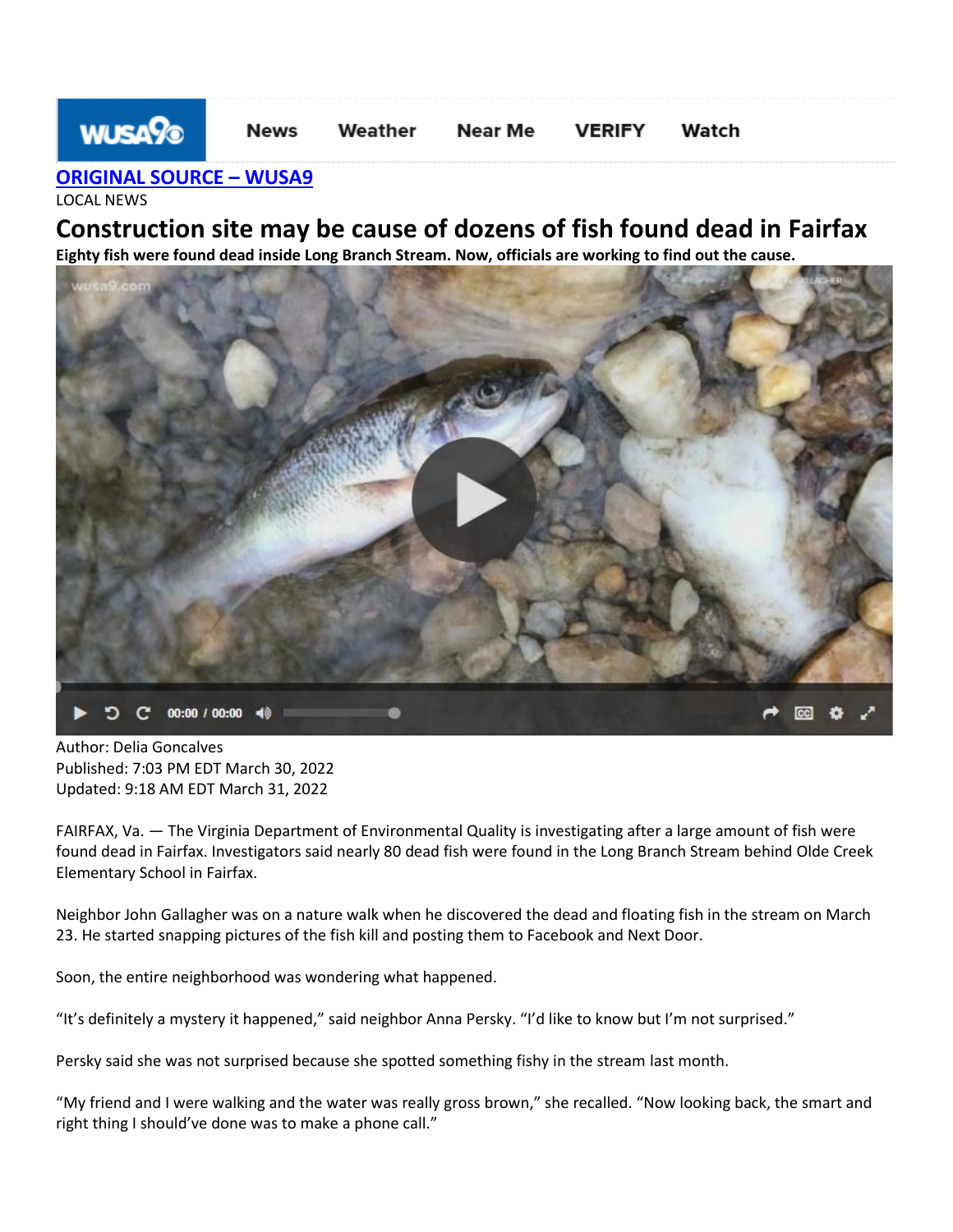WUSA9 News Weather Near Me VERIFY Watch

**ORIGINAL SOURCE – WUSA9**

LOCAL NEWS

# Construction site may be cause of dozens of fish found dead in Fairfax

**Eighty fish were found dead inside Long Branch Stream. Now, officials are working to find out the cause.**

Author: Delia Goncalves
Published: 7:03 PM EDT March 30, 2022
Updated: 9:18 AM EDT March 31, 2022

FAIRFAX, Va. — The Virginia Department of Environmental Quality is investigating after a large amount of fish were found dead in Fairfax. Investigators said nearly 80 dead fish were found in the Long Branch Stream behind Olde Creek Elementary School in Fairfax.

Neighbor John Gallagher was on a nature walk when he discovered the dead and floating fish in the stream on March 23. He started snapping pictures of the fish kill and posting them to Facebook and Next Door.

Soon, the entire neighborhood was wondering what happened.

"It's definitely a mystery it happened," said neighbor Anna Persky. "I'd like to know but I'm not surprised."

Persky said she was not surprised because she spotted something fishy in the stream last month.

"My friend and I were walking and the water was really gross brown," she recalled. "Now looking back, the smart and right thing I should've done was to make a phone call."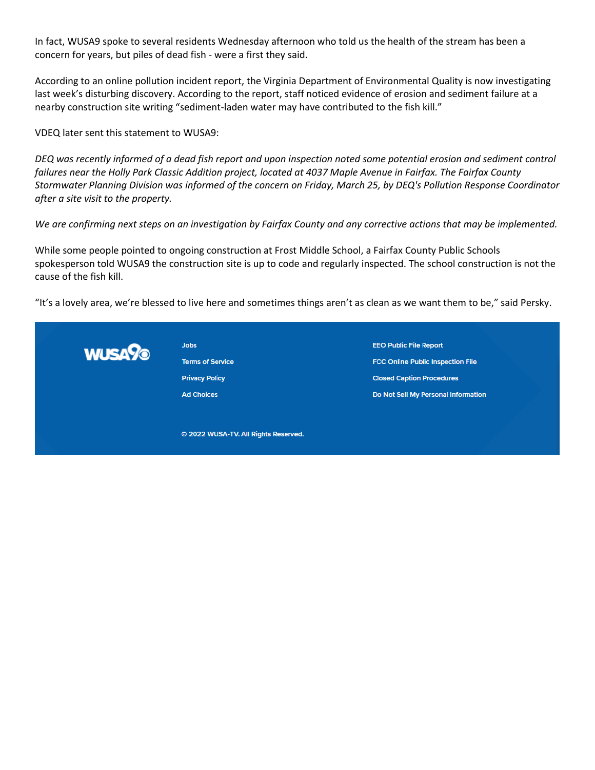In fact, WUSA9 spoke to several residents Wednesday afternoon who told us the health of the stream has been a concern for years, but piles of dead fish - were a first they said.

According to an online pollution incident report, the Virginia Department of Environmental Quality is now investigating last week's disturbing discovery. According to the report, staff noticed evidence of erosion and sediment failure at a nearby construction site writing "sediment-laden water may have contributed to the fish kill."

VDEQ later sent this statement to WUSA9:

*DEQ was recently informed of a dead fish report and upon inspection noted some potential erosion and sediment control failures near the Holly Park Classic Addition project, located at 4037 Maple Avenue in Fairfax. The Fairfax County Stormwater Planning Division was informed of the concern on Friday, March 25, by DEQ's Pollution Response Coordinator after a site visit to the property.*

*We are confirming next steps on an investigation by Fairfax County and any corrective actions that may be implemented.*

While some people pointed to ongoing construction at Frost Middle School, a Fairfax County Public Schools spokesperson told WUSA9 the construction site is up to code and regularly inspected. The school construction is not the cause of the fish kill.

"It's a lovely area, we're blessed to live here and sometimes things aren't as clean as we want them to be," said Persky.

WUSA9

Jobs

Terms of Service

Privacy Policy

Ad Choices

EEO Public File Report

FCC Online Public Inspection File

Closed Caption Procedures

Do Not Sell My Personal Information

© 2022 WUSA-TV. All Rights Reserved.